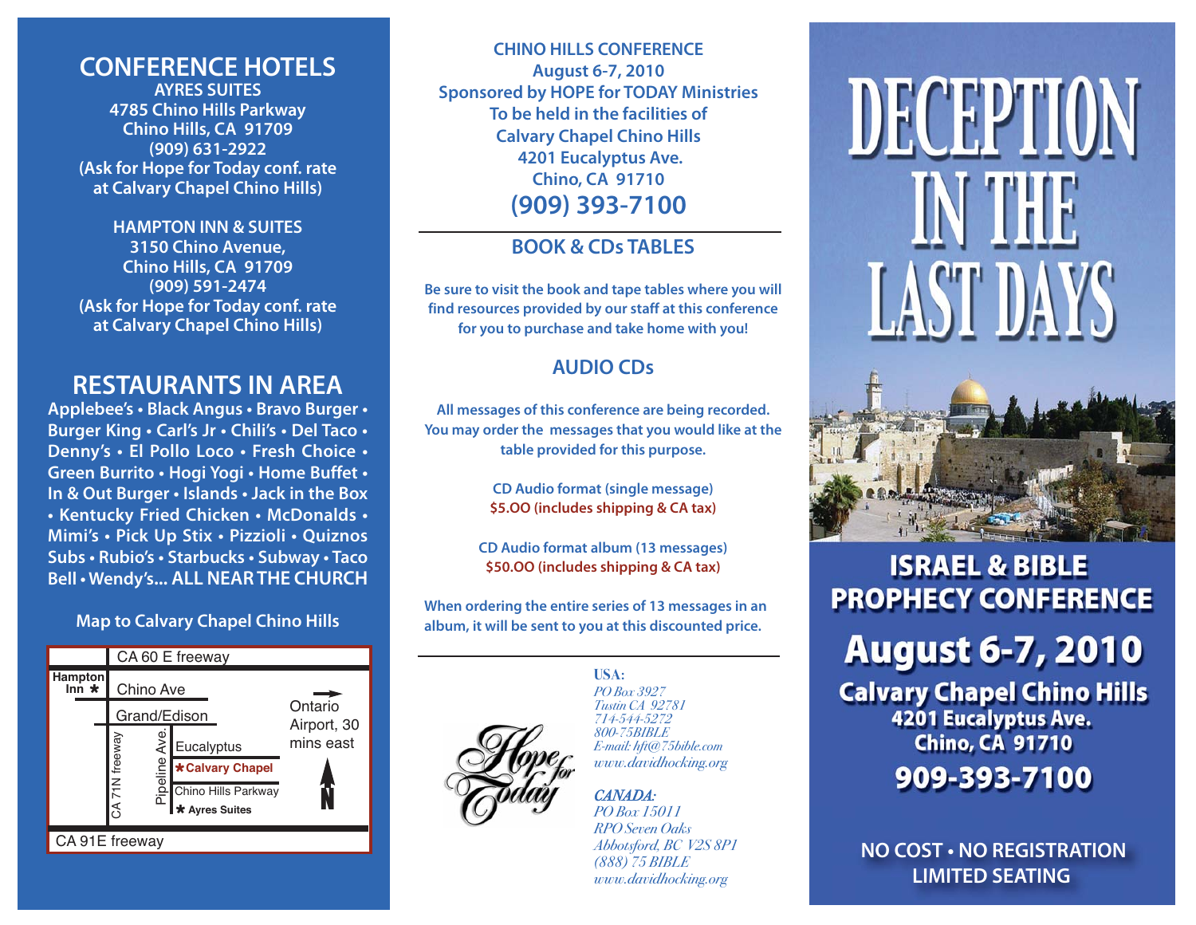## CONFERENCE HOTELS

**AYRES SUITES**
4785 Chino Hills Parkway
Chino Hills, CA 91709
(909) 631-2922
(Ask for Hope for Today conf. rate at Calvary Chapel Chino Hills)

**HAMPTON INN & SUITES**
3150 Chino Avenue,
Chino Hills, CA 91709
(909) 591-2474
(Ask for Hope for Today conf. rate at Calvary Chapel Chino Hills)

## RESTAURANTS IN AREA

Applebee's • Black Angus • Bravo Burger • Burger King • Carl's Jr • Chili's • Del Taco • Denny's • El Pollo Loco • Fresh Choice • Green Burrito • Hogi Yogi • Home Buffet • In & Out Burger • Islands • Jack in the Box • Kentucky Fried Chicken • McDonalds • Mimi's • Pick Up Stix • Pizzioli • Quiznos Subs • Rubio's • Starbucks • Subway • Taco Bell • Wendy's... ALL NEAR THE CHURCH

### Map to Calvary Chapel Chino Hills

CA 60 E freeway
Hampton Inn *
Chino Ave
Grand/Edison
Ontario Airport, 30 mins east
CA 71N freeway
Pipeline Ave.
Eucalyptus
*Calvary Chapel
Chino Hills Parkway
* Ayres Suites
N
CA 91E freeway

**CHINO HILLS CONFERENCE**
**August 6-7, 2010**
**Sponsored by HOPE for TODAY Ministries**
**To be held in the facilities of**
**Calvary Chapel Chino Hills**
**4201 Eucalyptus Ave.**
**Chino, CA 91710**
**(909) 393-7100**

## BOOK & CDs TABLES

Be sure to visit the book and tape tables where you will find resources provided by our staff at this conference for you to purchase and take home with you!

## AUDIO CDs

All messages of this conference are being recorded. You may order the messages that you would like at the table provided for this purpose.

CD Audio format (single message)
**$5.OO (includes shipping & CA tax)**

CD Audio format album (13 messages)
**$50.OO (includes shipping & CA tax)**

When ordering the entire series of 13 messages in an album, it will be sent to you at this discounted price.

Hope for Today

**USA:**
*PO Box 3927*
*Tustin CA 92781*
*714-544-5272*
*800-75BIBLE*
*E-mail: hft@75bible.com*
*www.davidhocking.org*

***CANADA:***
*PO Box 15011*
*RPO Seven Oaks*
*Abbotsford, BC V2S 8P1*
*(888) 75 BIBLE*
*www.davidhocking.org*

# DECEPTION IN THE LAST DAYS

## ISRAEL & BIBLE PROPHECY CONFERENCE

## August 6-7, 2010

**Calvary Chapel Chino Hills**
**4201 Eucalyptus Ave.**
**Chino, CA 91710**
**909-393-7100**

**NO COST • NO REGISTRATION**
**LIMITED SEATING**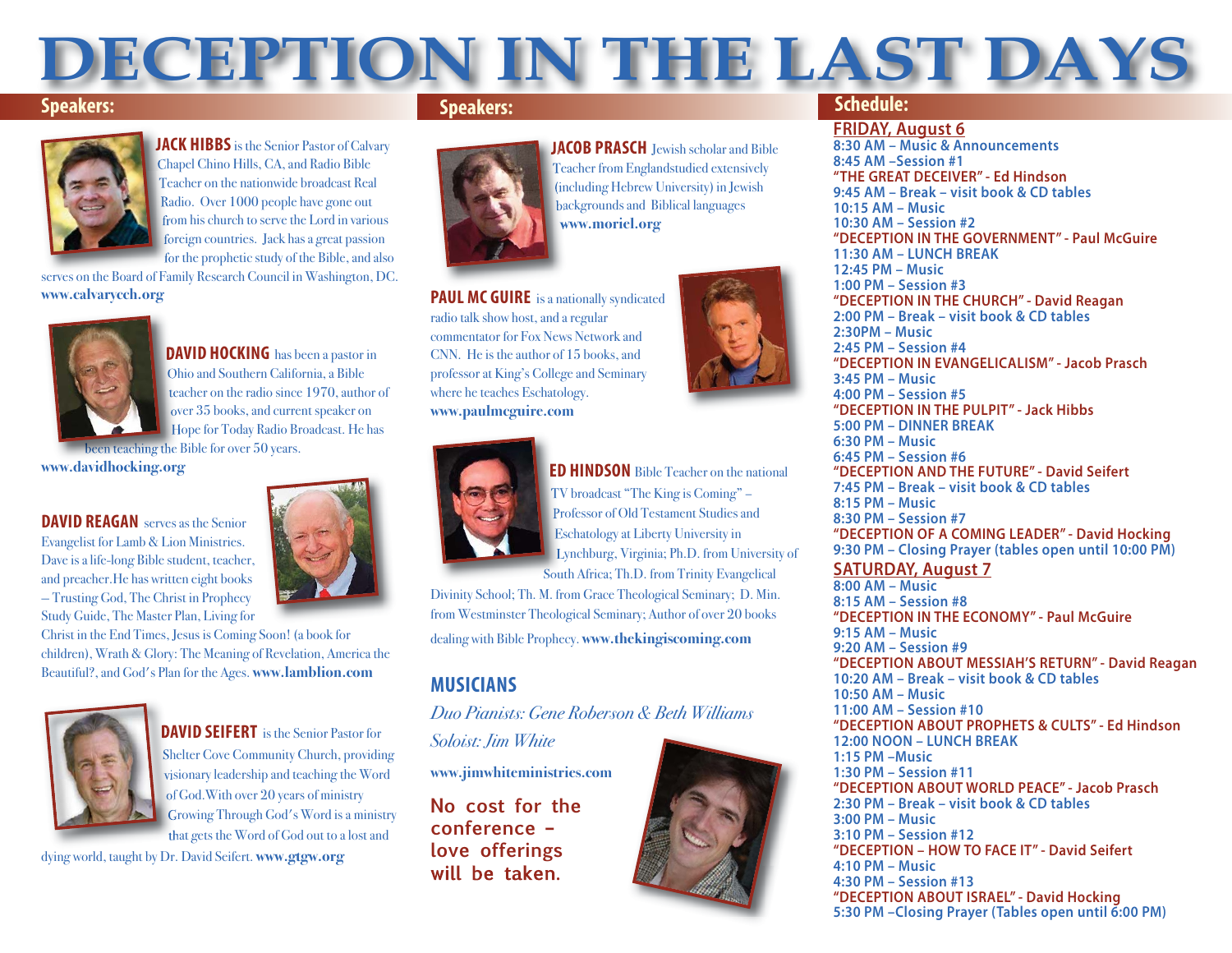# DECEPTION IN THE LAST DAYS

## Speakers:

**JACK HIBBS** is the Senior Pastor of Calvary Chapel Chino Hills, CA, and Radio Bible Teacher on the nationwide broadcast Real Radio. Over 1000 people have gone out from his church to serve the Lord in various foreign countries. Jack has a great passion for the prophetic study of the Bible, and also serves on the Board of Family Research Council in Washington, DC. **www.calvarycch.org**

**DAVID HOCKING** has been a pastor in Ohio and Southern California, a Bible teacher on the radio since 1970, author of over 35 books, and current speaker on Hope for Today Radio Broadcast. He has been teaching the Bible for over 50 years. **www.davidhocking.org**

**DAVID REAGAN** serves as the Senior Evangelist for Lamb & Lion Ministries. Dave is a life-long Bible student, teacher, and preacher.He has written eight books – Trusting God, The Christ in Prophecy Study Guide, The Master Plan, Living for Christ in the End Times, Jesus is Coming Soon! (a book for children), Wrath & Glory: The Meaning of Revelation, America the Beautiful?, and God's Plan for the Ages. **www.lamblion.com**

**DAVID SEIFERT** is the Senior Pastor for Shelter Cove Community Church, providing visionary leadership and teaching the Word of God.With over 20 years of ministry Growing Through God's Word is a ministry that gets the Word of God out to a lost and dying world, taught by Dr. David Seifert. **www.gtgw.org**

## Speakers:

**JACOB PRASCH** Jewish scholar and Bible Teacher from Englandstudied extensively (including Hebrew University) in Jewish backgrounds and Biblical languages **www.moriel.org**

**PAUL MC GUIRE** is a nationally syndicated radio talk show host, and a regular commentator for Fox News Network and CNN. He is the author of 15 books, and professor at King's College and Seminary where he teaches Eschatology. **www.paulmcguire.com**

**ED HINDSON** Bible Teacher on the national TV broadcast "The King is Coming" – Professor of Old Testament Studies and Eschatology at Liberty University in Lynchburg, Virginia; Ph.D. from University of South Africa; Th.D. from Trinity Evangelical Divinity School; Th. M. from Grace Theological Seminary; D. Min. from Westminster Theological Seminary; Author of over 20 books dealing with Bible Prophecy. **www.thekingiscoming.com**

### MUSICIANS

*Duo Pianists: Gene Roberson & Beth Williams*

*Soloist: Jim White*

**www.jimwhiteministries.com**

**No cost for the conference – love offerings will be taken.**

## Schedule:

### FRIDAY, August 6

8:30 AM – Music & Announcements
8:45 AM –Session #1
"THE GREAT DECEIVER" - Ed Hindson
9:45 AM – Break – visit book & CD tables
10:15 AM – Music
10:30 AM – Session #2
"DECEPTION IN THE GOVERNMENT" - Paul McGuire
11:30 AM – LUNCH BREAK
12:45 PM – Music
1:00 PM – Session #3
"DECEPTION IN THE CHURCH" - David Reagan
2:00 PM – Break – visit book & CD tables
2:30PM – Music
2:45 PM – Session #4
"DECEPTION IN EVANGELICALISM" - Jacob Prasch
3:45 PM – Music
4:00 PM – Session #5
"DECEPTION IN THE PULPIT" - Jack Hibbs
5:00 PM – DINNER BREAK
6:30 PM – Music
6:45 PM – Session #6
"DECEPTION AND THE FUTURE" - David Seifert
7:45 PM – Break – visit book & CD tables
8:15 PM – Music
8:30 PM – Session #7
"DECEPTION OF A COMING LEADER" - David Hocking
9:30 PM – Closing Prayer (tables open until 10:00 PM)

### SATURDAY, August 7

8:00 AM – Music
8:15 AM – Session #8
"DECEPTION IN THE ECONOMY" - Paul McGuire
9:15 AM – Music
9:20 AM – Session #9
"DECEPTION ABOUT MESSIAH'S RETURN" - David Reagan
10:20 AM – Break – visit book & CD tables
10:50 AM – Music
11:00 AM – Session #10
"DECEPTION ABOUT PROPHETS & CULTS" - Ed Hindson
12:00 NOON – LUNCH BREAK
1:15 PM –Music
1:30 PM – Session #11
"DECEPTION ABOUT WORLD PEACE" - Jacob Prasch
2:30 PM – Break – visit book & CD tables
3:00 PM – Music
3:10 PM – Session #12
"DECEPTION – HOW TO FACE IT" - David Seifert
4:10 PM – Music
4:30 PM – Session #13
"DECEPTION ABOUT ISRAEL" - David Hocking
5:30 PM –Closing Prayer (Tables open until 6:00 PM)